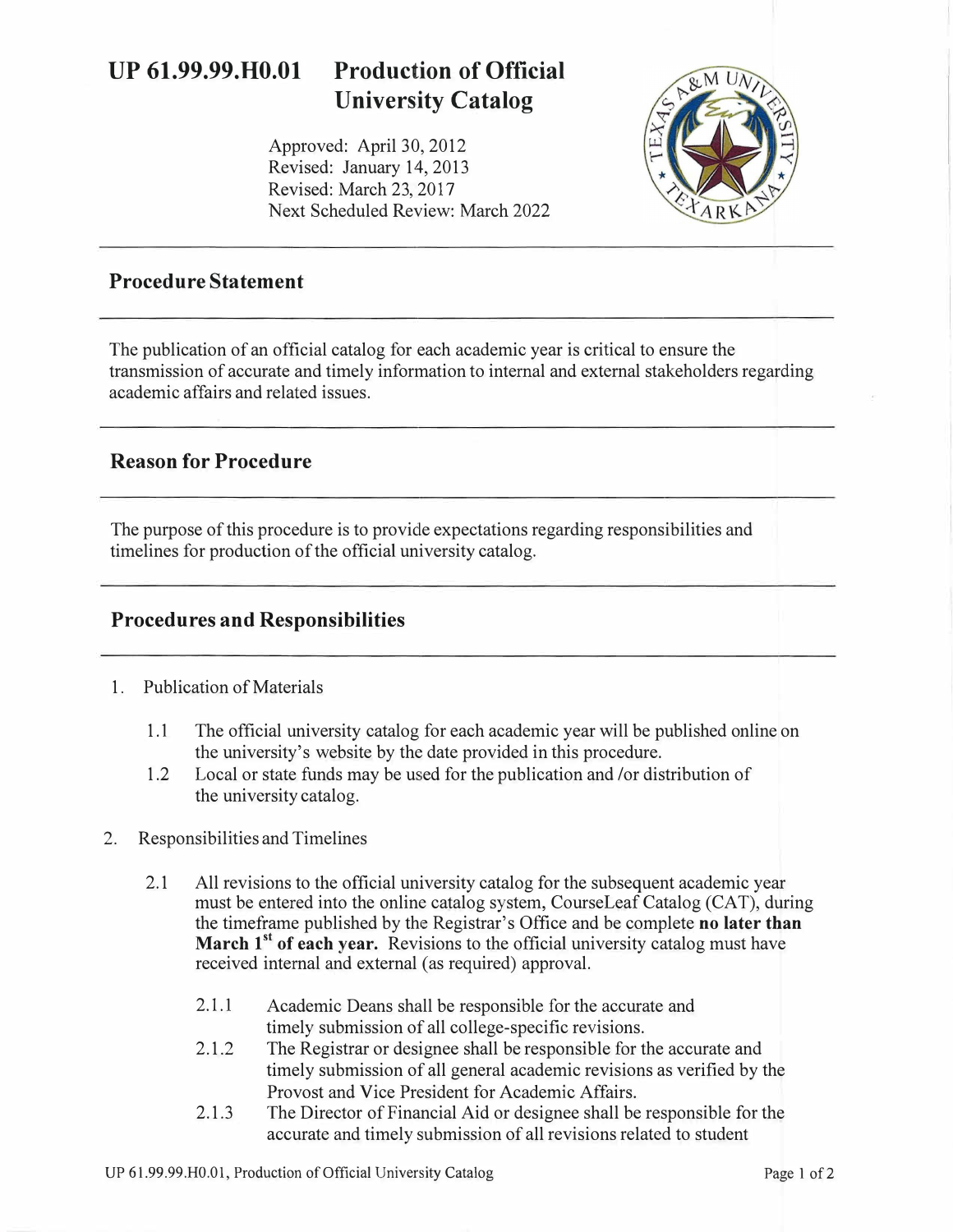# UP 61.99.99.H0.01 Production of Official University Catalog

Approved: April 30, 2012
Revised: January 14, 2013
Revised: March 23, 2017
Next Scheduled Review: March 2022

## Procedure Statement

The publication of an official catalog for each academic year is critical to ensure the transmission of accurate and timely information to internal and external stakeholders regarding academic affairs and related issues.

## Reason for Procedure

The purpose of this procedure is to provide expectations regarding responsibilities and timelines for production of the official university catalog.

## Procedures and Responsibilities

1. Publication of Materials

    1.1 The official university catalog for each academic year will be published online on the university's website by the date provided in this procedure.

    1.2 Local or state funds may be used for the publication and /or distribution of the university catalog.

2. Responsibilities and Timelines

    2.1 All revisions to the official university catalog for the subsequent academic year must be entered into the online catalog system, CourseLeaf Catalog (CAT), during the timeframe published by the Registrar's Office and be complete **no later than March 1st of each year.** Revisions to the official university catalog must have received internal and external (as required) approval.

        2.1.1 Academic Deans shall be responsible for the accurate and timely submission of all college-specific revisions.

        2.1.2 The Registrar or designee shall be responsible for the accurate and timely submission of all general academic revisions as verified by the Provost and Vice President for Academic Affairs.

        2.1.3 The Director of Financial Aid or designee shall be responsible for the accurate and timely submission of all revisions related to student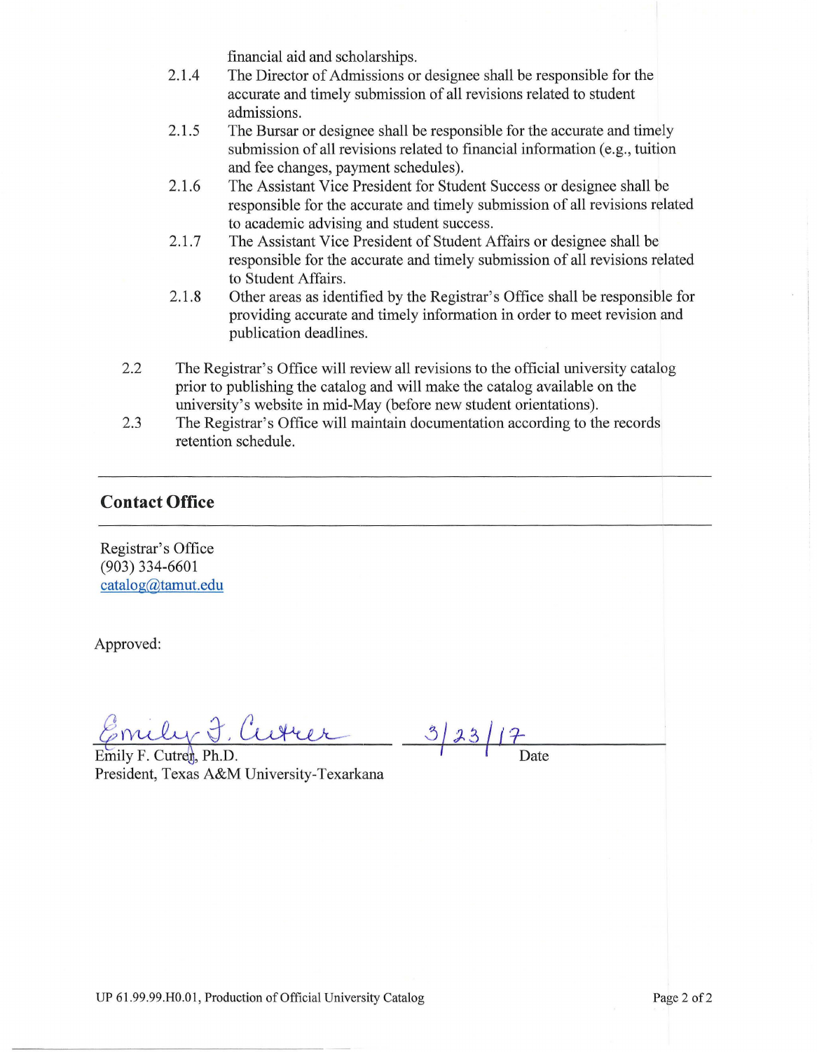financial aid and scholarships.

2.1.4 The Director of Admissions or designee shall be responsible for the accurate and timely submission of all revisions related to student admissions.

2.1.5 The Bursar or designee shall be responsible for the accurate and timely submission of all revisions related to financial information (e.g., tuition and fee changes, payment schedules).

2.1.6 The Assistant Vice President for Student Success or designee shall be responsible for the accurate and timely submission of all revisions related to academic advising and student success.

2.1.7 The Assistant Vice President of Student Affairs or designee shall be responsible for the accurate and timely submission of all revisions related to Student Affairs.

2.1.8 Other areas as identified by the Registrar's Office shall be responsible for providing accurate and timely information in order to meet revision and publication deadlines.

2.2 The Registrar's Office will review all revisions to the official university catalog prior to publishing the catalog and will make the catalog available on the university's website in mid-May (before new student orientations).

2.3 The Registrar's Office will maintain documentation according to the records retention schedule.

## Contact Office

Registrar's Office
(903) 334-6601
catalog@tamut.edu

Approved:

Emily F. Cutrer — 3/23/17

Emily F. Cutrer, Ph.D.
President, Texas A&M University-Texarkana

Date